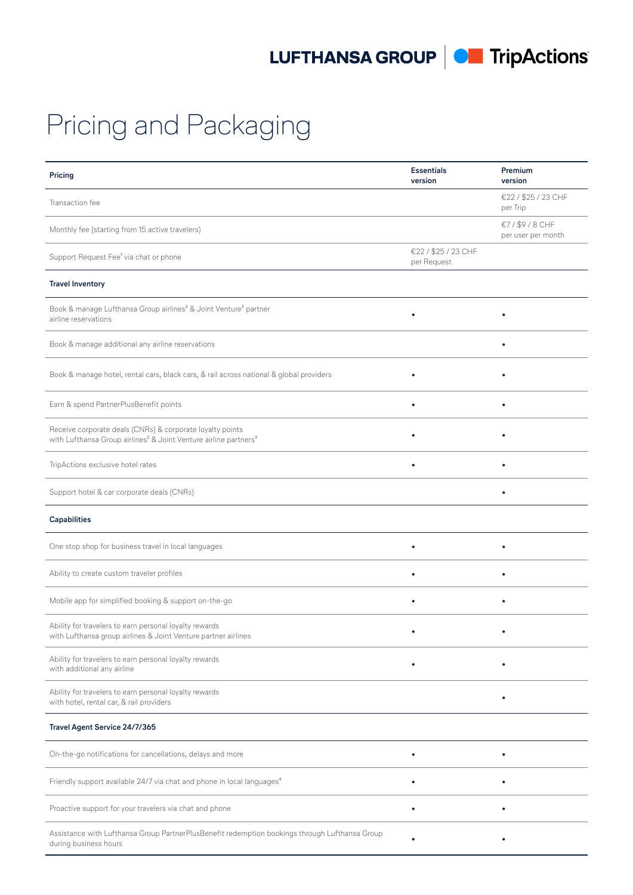# Pricing and Packaging

| Pricing | Essentials version | Premium version |
|---|---|---|
| Transaction fee | | €22 / $25 / 23 CHF per Trip |
| Monthly fee (starting from 15 active travelers) | | €7 / $9 / 8 CHF per user per month |
| Support Request Fee[1] via chat or phone | €22 / $25 / 23 CHF per Request | |
| **Travel Inventory** | | |
| Book & manage Lufthansa Group airlines[2] & Joint Venture[3] partner airline reservations | • | • |
| Book & manage additional any airline reservations | | • |
| Book & manage hotel, rental cars, black cars, & rail across national & global providers | • | • |
| Earn & spend PartnerPlusBenefit points | • | • |
| Receive corporate deals (CNRs) & corporate loyalty points with Lufthansa Group airlines[2] & Joint Venture airline partners[3] | • | • |
| TripActions exclusive hotel rates | • | • |
| Support hotel & car corporate deals (CNRs) | | • |
| **Capabilities** | | |
| One stop shop for business travel in local languages | • | • |
| Ability to create custom traveler profiles | • | • |
| Mobile app for simplified booking & support on-the-go | • | • |
| Ability for travelers to earn personal loyalty rewards with Lufthansa group airlines & Joint Venture partner airlines | • | • |
| Ability for travelers to earn personal loyalty rewards with additional any airline | • | • |
| Ability for travelers to earn personal loyalty rewards with hotel, rental car, & rail providers | | • |
| **Travel Agent Service 24/7/365** | | |
| On-the-go notifications for cancellations, delays and more | • | • |
| Friendly support available 24/7 via chat and phone in local languages[4] | • | • |
| Proactive support for your travelers via chat and phone | • | • |
| Assistance with Lufthansa Group PartnerPlusBenefit redemption bookings through Lufthansa Group during business hours | • | • |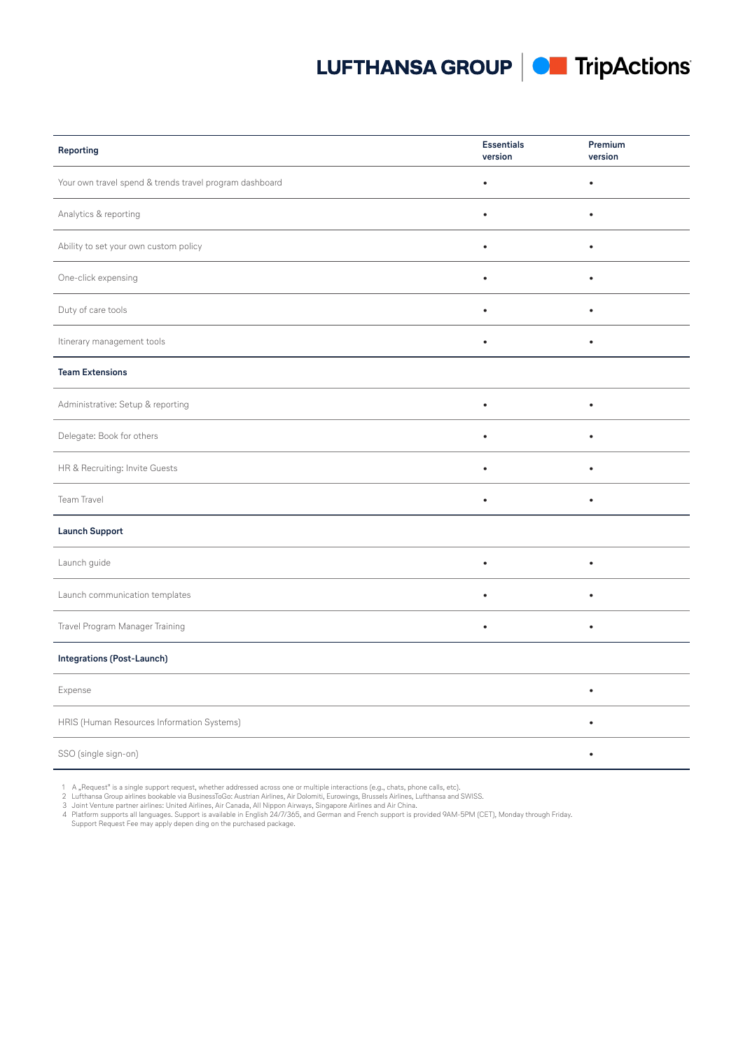| Reporting | Essentials version | Premium version |
|---|---|---|
| Your own travel spend & trends travel program dashboard | • | • |
| Analytics & reporting | • | • |
| Ability to set your own custom policy | • | • |
| One-click expensing | • | • |
| Duty of care tools | • | • |
| Itinerary management tools | • | • |
| **Team Extensions** | | |
| Administrative: Setup & reporting | • | • |
| Delegate: Book for others | • | • |
| HR & Recruiting: Invite Guests | • | • |
| Team Travel | • | • |
| **Launch Support** | | |
| Launch guide | • | • |
| Launch communication templates | • | • |
| Travel Program Manager Training | • | • |
| **Integrations (Post-Launch)** | | |
| Expense | | • |
| HRIS (Human Resources Information Systems) | | • |
| SSO (single sign-on) | | • |

1 A „Request" is a single support request, whether addressed across one or multiple interactions (e.g., chats, phone calls, etc).
2 Lufthansa Group airlines bookable via BusinessToGo: Austrian Airlines, Air Dolomiti, Eurowings, Brussels Airlines, Lufthansa and SWISS.
3 Joint Venture partner airlines: United Airlines, Air Canada, All Nippon Airways, Singapore Airlines and Air China.
4 Platform supports all languages. Support is available in English 24/7/365, and German and French support is provided 9AM-5PM (CET), Monday through Friday. Support Request Fee may apply depen ding on the purchased package.